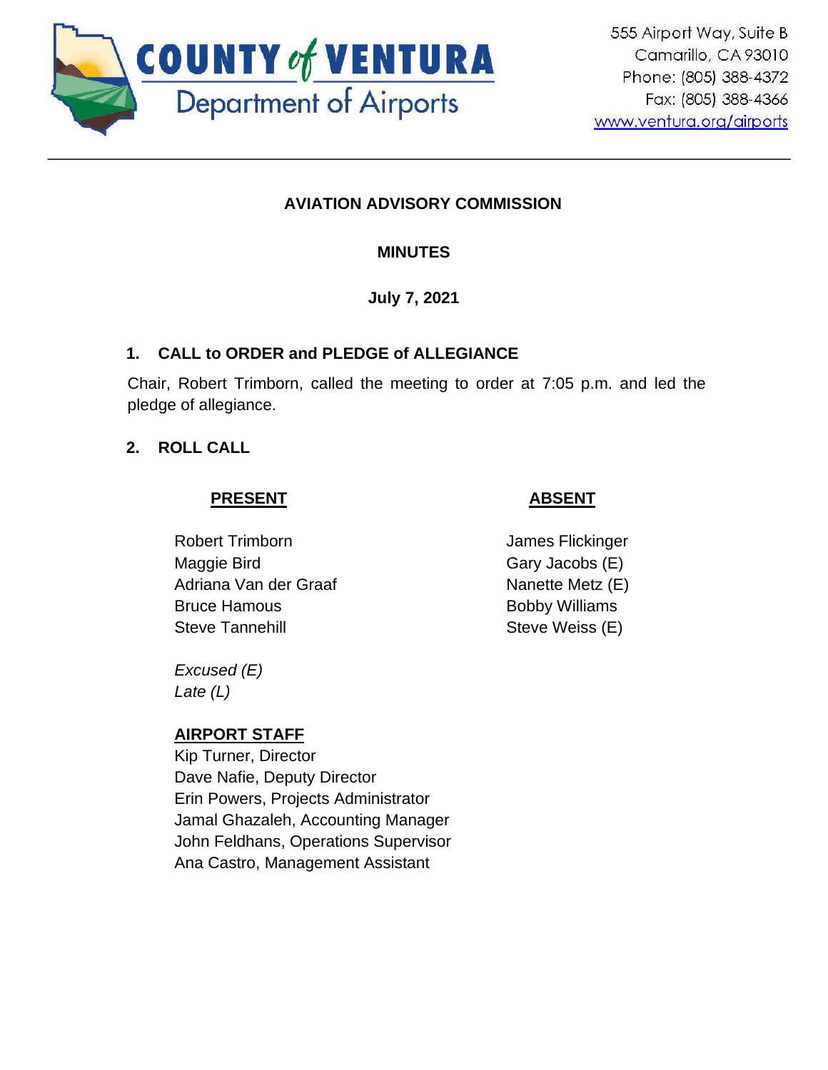**COUNTY of VENTURA**
Department of Airports

555 Airport Way, Suite B
Camarillo, CA 93010
Phone: (805) 388-4372
Fax: (805) 388-4366
www.ventura.org/airports

# AVIATION ADVISORY COMMISSION

## MINUTES

**July 7, 2021**

### 1. CALL to ORDER and PLEDGE of ALLEGIANCE

Chair, Robert Trimborn, called the meeting to order at 7:05 p.m. and led the pledge of allegiance.

### 2. ROLL CALL

| PRESENT | ABSENT |
|---|---|
| Robert Trimborn | James Flickinger |
| Maggie Bird | Gary Jacobs (E) |
| Adriana Van der Graaf | Nanette Metz (E) |
| Bruce Hamous | Bobby Williams |
| Steve Tannehill | Steve Weiss (E) |

*Excused (E)*
*Late (L)*

**AIRPORT STAFF**

Kip Turner, Director
Dave Nafie, Deputy Director
Erin Powers, Projects Administrator
Jamal Ghazaleh, Accounting Manager
John Feldhans, Operations Supervisor
Ana Castro, Management Assistant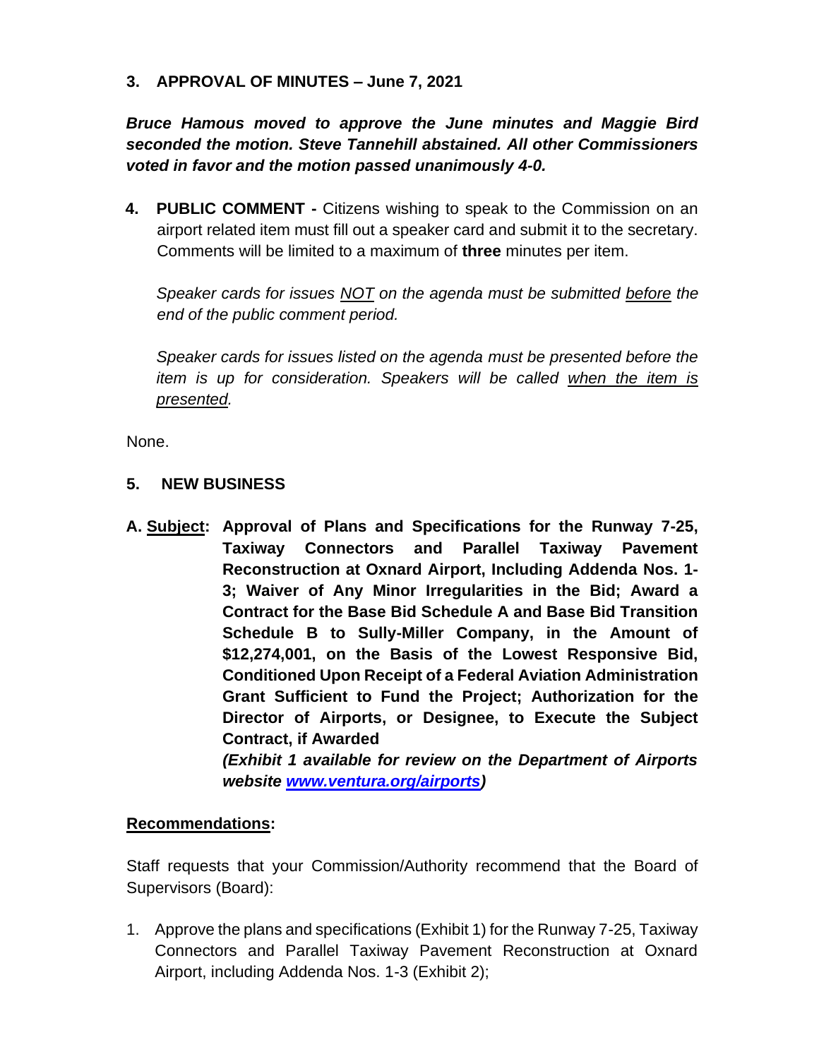### 3. APPROVAL OF MINUTES – June 7, 2021

***Bruce Hamous moved to approve the June minutes and Maggie Bird seconded the motion. Steve Tannehill abstained. All other Commissioners voted in favor and the motion passed unanimously 4-0.***

**4. PUBLIC COMMENT -** Citizens wishing to speak to the Commission on an airport related item must fill out a speaker card and submit it to the secretary. Comments will be limited to a maximum of **three** minutes per item.

*Speaker cards for issues NOT on the agenda must be submitted before the end of the public comment period.*

*Speaker cards for issues listed on the agenda must be presented before the item is up for consideration. Speakers will be called when the item is presented.*

None.

### 5. NEW BUSINESS

**A. Subject: Approval of Plans and Specifications for the Runway 7-25, Taxiway Connectors and Parallel Taxiway Pavement Reconstruction at Oxnard Airport, Including Addenda Nos. 1-3; Waiver of Any Minor Irregularities in the Bid; Award a Contract for the Base Bid Schedule A and Base Bid Transition Schedule B to Sully-Miller Company, in the Amount of $12,274,001, on the Basis of the Lowest Responsive Bid, Conditioned Upon Receipt of a Federal Aviation Administration Grant Sufficient to Fund the Project; Authorization for the Director of Airports, or Designee, to Execute the Subject Contract, if Awarded**

***(Exhibit 1 available for review on the Department of Airports website www.ventura.org/airports)***

**Recommendations:**

Staff requests that your Commission/Authority recommend that the Board of Supervisors (Board):

1. Approve the plans and specifications (Exhibit 1) for the Runway 7-25, Taxiway Connectors and Parallel Taxiway Pavement Reconstruction at Oxnard Airport, including Addenda Nos. 1-3 (Exhibit 2);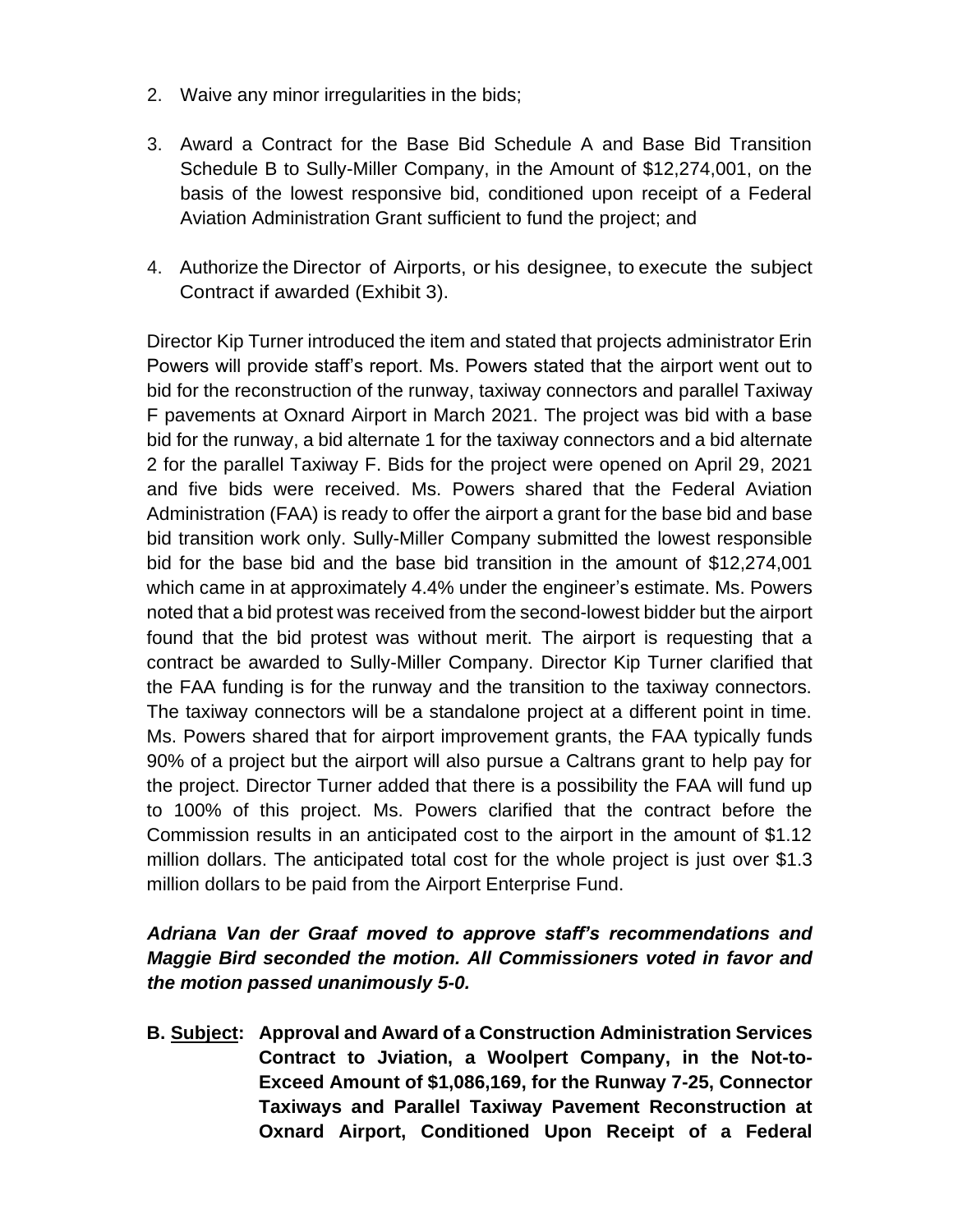2. Waive any minor irregularities in the bids;

3. Award a Contract for the Base Bid Schedule A and Base Bid Transition Schedule B to Sully-Miller Company, in the Amount of $12,274,001, on the basis of the lowest responsive bid, conditioned upon receipt of a Federal Aviation Administration Grant sufficient to fund the project; and

4. Authorize the Director of Airports, or his designee, to execute the subject Contract if awarded (Exhibit 3).

Director Kip Turner introduced the item and stated that projects administrator Erin Powers will provide staff's report. Ms. Powers stated that the airport went out to bid for the reconstruction of the runway, taxiway connectors and parallel Taxiway F pavements at Oxnard Airport in March 2021. The project was bid with a base bid for the runway, a bid alternate 1 for the taxiway connectors and a bid alternate 2 for the parallel Taxiway F. Bids for the project were opened on April 29, 2021 and five bids were received. Ms. Powers shared that the Federal Aviation Administration (FAA) is ready to offer the airport a grant for the base bid and base bid transition work only. Sully-Miller Company submitted the lowest responsible bid for the base bid and the base bid transition in the amount of $12,274,001 which came in at approximately 4.4% under the engineer's estimate. Ms. Powers noted that a bid protest was received from the second-lowest bidder but the airport found that the bid protest was without merit. The airport is requesting that a contract be awarded to Sully-Miller Company. Director Kip Turner clarified that the FAA funding is for the runway and the transition to the taxiway connectors. The taxiway connectors will be a standalone project at a different point in time. Ms. Powers shared that for airport improvement grants, the FAA typically funds 90% of a project but the airport will also pursue a Caltrans grant to help pay for the project. Director Turner added that there is a possibility the FAA will fund up to 100% of this project. Ms. Powers clarified that the contract before the Commission results in an anticipated cost to the airport in the amount of $1.12 million dollars. The anticipated total cost for the whole project is just over $1.3 million dollars to be paid from the Airport Enterprise Fund.

***Adriana Van der Graaf moved to approve staff's recommendations and Maggie Bird seconded the motion. All Commissioners voted in favor and the motion passed unanimously 5-0.***

**B. <u>Subject</u>: Approval and Award of a Construction Administration Services Contract to Jviation, a Woolpert Company, in the Not-to-Exceed Amount of $1,086,169, for the Runway 7-25, Connector Taxiways and Parallel Taxiway Pavement Reconstruction at Oxnard Airport, Conditioned Upon Receipt of a Federal**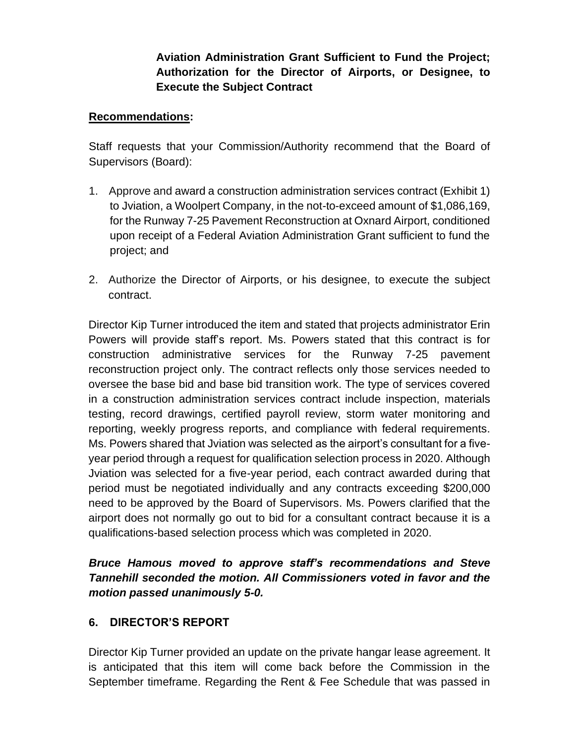**Aviation Administration Grant Sufficient to Fund the Project; Authorization for the Director of Airports, or Designee, to Execute the Subject Contract**

**Recommendations:**

Staff requests that your Commission/Authority recommend that the Board of Supervisors (Board):

1. Approve and award a construction administration services contract (Exhibit 1) to Jviation, a Woolpert Company, in the not-to-exceed amount of $1,086,169, for the Runway 7-25 Pavement Reconstruction at Oxnard Airport, conditioned upon receipt of a Federal Aviation Administration Grant sufficient to fund the project; and

2. Authorize the Director of Airports, or his designee, to execute the subject contract.

Director Kip Turner introduced the item and stated that projects administrator Erin Powers will provide staff's report. Ms. Powers stated that this contract is for construction administrative services for the Runway 7-25 pavement reconstruction project only. The contract reflects only those services needed to oversee the base bid and base bid transition work. The type of services covered in a construction administration services contract include inspection, materials testing, record drawings, certified payroll review, storm water monitoring and reporting, weekly progress reports, and compliance with federal requirements. Ms. Powers shared that Jviation was selected as the airport's consultant for a five-year period through a request for qualification selection process in 2020. Although Jviation was selected for a five-year period, each contract awarded during that period must be negotiated individually and any contracts exceeding $200,000 need to be approved by the Board of Supervisors. Ms. Powers clarified that the airport does not normally go out to bid for a consultant contract because it is a qualifications-based selection process which was completed in 2020.

***Bruce Hamous moved to approve staff's recommendations and Steve Tannehill seconded the motion. All Commissioners voted in favor and the motion passed unanimously 5-0.***

## 6. DIRECTOR'S REPORT

Director Kip Turner provided an update on the private hangar lease agreement. It is anticipated that this item will come back before the Commission in the September timeframe. Regarding the Rent & Fee Schedule that was passed in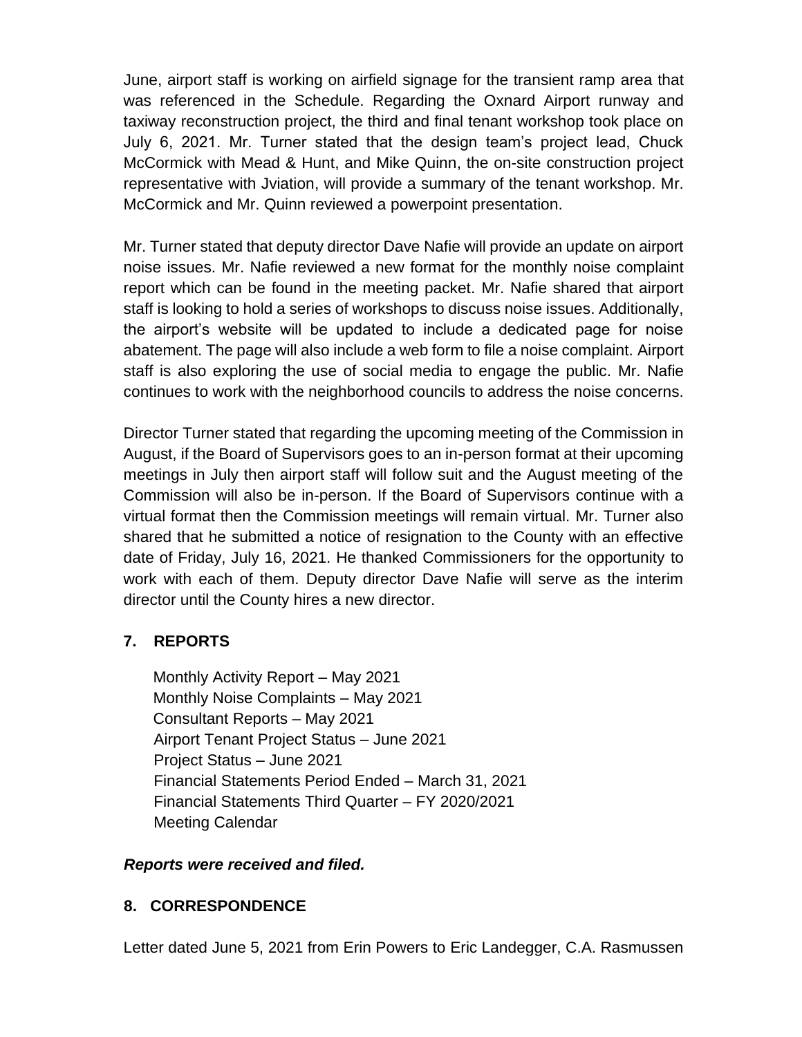June, airport staff is working on airfield signage for the transient ramp area that was referenced in the Schedule. Regarding the Oxnard Airport runway and taxiway reconstruction project, the third and final tenant workshop took place on July 6, 2021. Mr. Turner stated that the design team's project lead, Chuck McCormick with Mead & Hunt, and Mike Quinn, the on-site construction project representative with Jviation, will provide a summary of the tenant workshop. Mr. McCormick and Mr. Quinn reviewed a powerpoint presentation.

Mr. Turner stated that deputy director Dave Nafie will provide an update on airport noise issues. Mr. Nafie reviewed a new format for the monthly noise complaint report which can be found in the meeting packet. Mr. Nafie shared that airport staff is looking to hold a series of workshops to discuss noise issues. Additionally, the airport's website will be updated to include a dedicated page for noise abatement. The page will also include a web form to file a noise complaint. Airport staff is also exploring the use of social media to engage the public. Mr. Nafie continues to work with the neighborhood councils to address the noise concerns.

Director Turner stated that regarding the upcoming meeting of the Commission in August, if the Board of Supervisors goes to an in-person format at their upcoming meetings in July then airport staff will follow suit and the August meeting of the Commission will also be in-person. If the Board of Supervisors continue with a virtual format then the Commission meetings will remain virtual. Mr. Turner also shared that he submitted a notice of resignation to the County with an effective date of Friday, July 16, 2021. He thanked Commissioners for the opportunity to work with each of them. Deputy director Dave Nafie will serve as the interim director until the County hires a new director.

## 7. REPORTS

Monthly Activity Report – May 2021
Monthly Noise Complaints – May 2021
Consultant Reports – May 2021
Airport Tenant Project Status – June 2021
Project Status – June 2021
Financial Statements Period Ended – March 31, 2021
Financial Statements Third Quarter – FY 2020/2021
Meeting Calendar

***Reports were received and filed.***

## 8. CORRESPONDENCE

Letter dated June 5, 2021 from Erin Powers to Eric Landegger, C.A. Rasmussen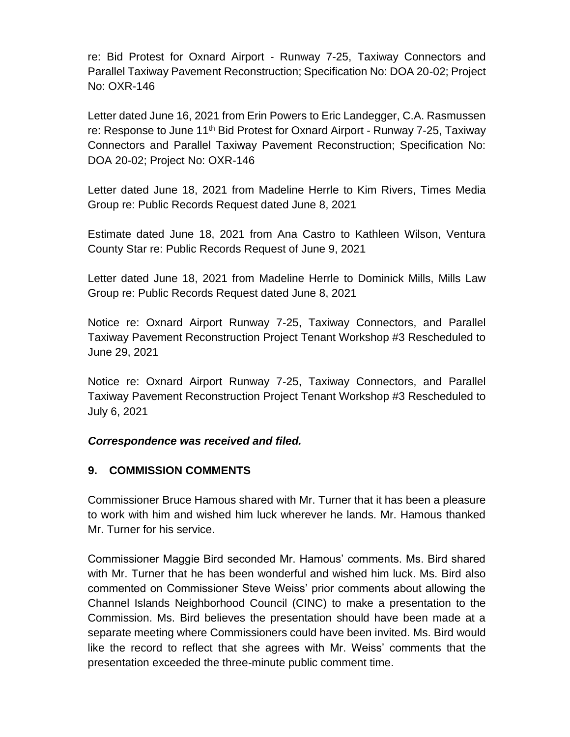re: Bid Protest for Oxnard Airport - Runway 7-25, Taxiway Connectors and Parallel Taxiway Pavement Reconstruction; Specification No: DOA 20-02; Project No: OXR-146

Letter dated June 16, 2021 from Erin Powers to Eric Landegger, C.A. Rasmussen re: Response to June 11th Bid Protest for Oxnard Airport - Runway 7-25, Taxiway Connectors and Parallel Taxiway Pavement Reconstruction; Specification No: DOA 20-02; Project No: OXR-146

Letter dated June 18, 2021 from Madeline Herrle to Kim Rivers, Times Media Group re: Public Records Request dated June 8, 2021

Estimate dated June 18, 2021 from Ana Castro to Kathleen Wilson, Ventura County Star re: Public Records Request of June 9, 2021

Letter dated June 18, 2021 from Madeline Herrle to Dominick Mills, Mills Law Group re: Public Records Request dated June 8, 2021

Notice re: Oxnard Airport Runway 7-25, Taxiway Connectors, and Parallel Taxiway Pavement Reconstruction Project Tenant Workshop #3 Rescheduled to June 29, 2021

Notice re: Oxnard Airport Runway 7-25, Taxiway Connectors, and Parallel Taxiway Pavement Reconstruction Project Tenant Workshop #3 Rescheduled to July 6, 2021

***Correspondence was received and filed.***

## 9. COMMISSION COMMENTS

Commissioner Bruce Hamous shared with Mr. Turner that it has been a pleasure to work with him and wished him luck wherever he lands. Mr. Hamous thanked Mr. Turner for his service.

Commissioner Maggie Bird seconded Mr. Hamous' comments. Ms. Bird shared with Mr. Turner that he has been wonderful and wished him luck. Ms. Bird also commented on Commissioner Steve Weiss' prior comments about allowing the Channel Islands Neighborhood Council (CINC) to make a presentation to the Commission. Ms. Bird believes the presentation should have been made at a separate meeting where Commissioners could have been invited. Ms. Bird would like the record to reflect that she agrees with Mr. Weiss' comments that the presentation exceeded the three-minute public comment time.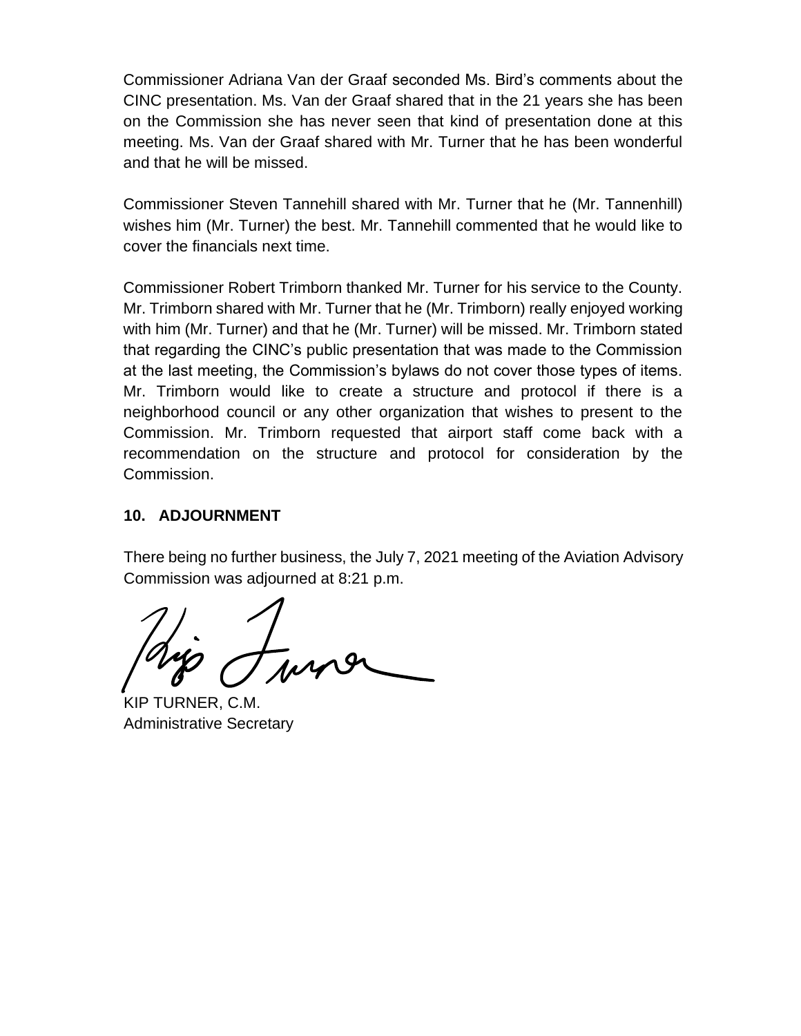Commissioner Adriana Van der Graaf seconded Ms. Bird's comments about the CINC presentation. Ms. Van der Graaf shared that in the 21 years she has been on the Commission she has never seen that kind of presentation done at this meeting. Ms. Van der Graaf shared with Mr. Turner that he has been wonderful and that he will be missed.

Commissioner Steven Tannehill shared with Mr. Turner that he (Mr. Tannenhill) wishes him (Mr. Turner) the best. Mr. Tannehill commented that he would like to cover the financials next time.

Commissioner Robert Trimborn thanked Mr. Turner for his service to the County. Mr. Trimborn shared with Mr. Turner that he (Mr. Trimborn) really enjoyed working with him (Mr. Turner) and that he (Mr. Turner) will be missed. Mr. Trimborn stated that regarding the CINC's public presentation that was made to the Commission at the last meeting, the Commission's bylaws do not cover those types of items. Mr. Trimborn would like to create a structure and protocol if there is a neighborhood council or any other organization that wishes to present to the Commission. Mr. Trimborn requested that airport staff come back with a recommendation on the structure and protocol for consideration by the Commission.

## 10. ADJOURNMENT

There being no further business, the July 7, 2021 meeting of the Aviation Advisory Commission was adjourned at 8:21 p.m.

KIP TURNER, C.M.
Administrative Secretary